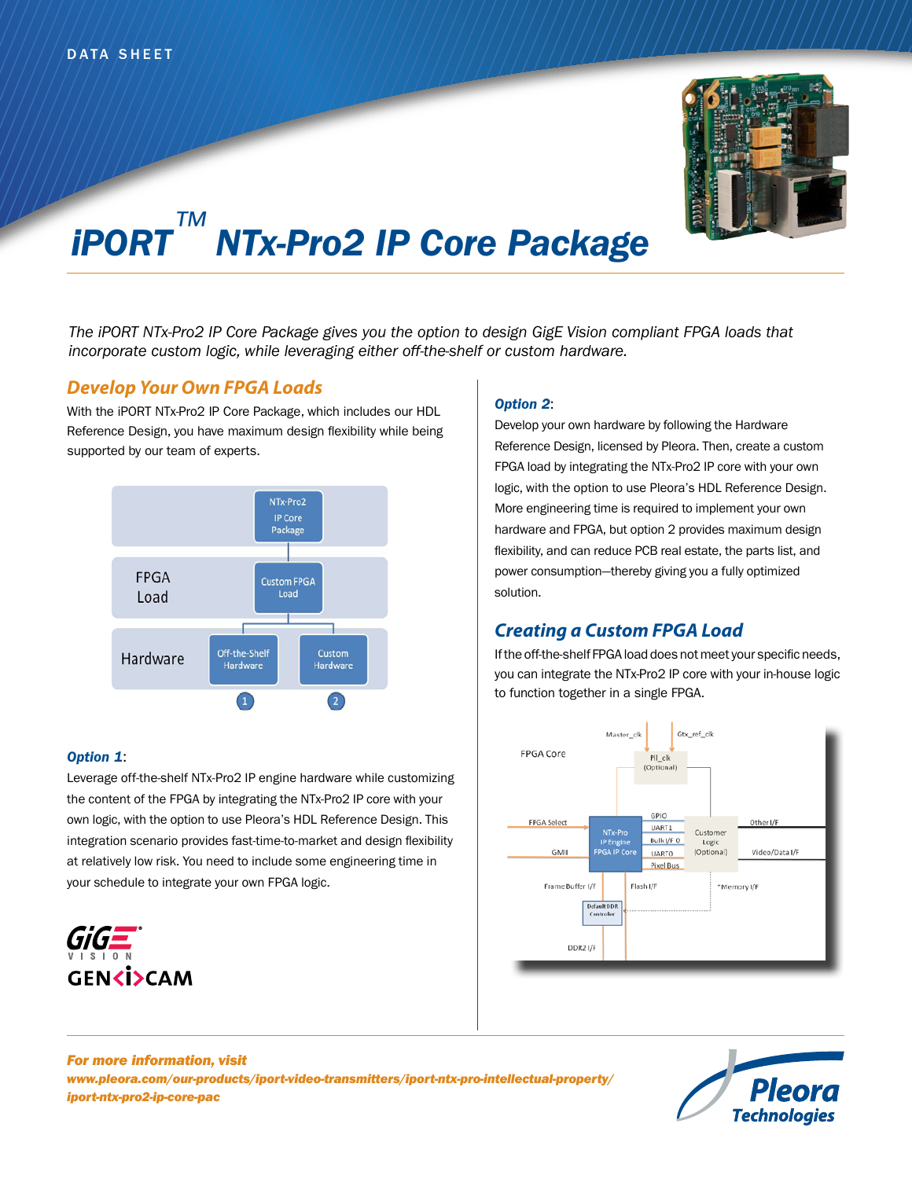DATA SHEET

# iPORT™ NTx-Pro2 IP Core Package

*The iPORT NTx-Pro2 IP Core Package gives you the option to design GigE Vision compliant FPGA loads that incorporate custom logic, while leveraging either off-the-shelf or custom hardware.*

## Develop Your Own FPGA Loads

With the iPORT NTx-Pro2 IP Core Package, which includes our HDL Reference Design, you have maximum design flexibility while being supported by our team of experts.

### Option 1:

Leverage off-the-shelf NTx-Pro2 IP engine hardware while customizing the content of the FPGA by integrating the NTx-Pro2 IP core with your own logic, with the option to use Pleora's HDL Reference Design. This integration scenario provides fast-time-to-market and design flexibility at relatively low risk. You need to include some engineering time in your schedule to integrate your own FPGA logic.

### Option 2:

Develop your own hardware by following the Hardware Reference Design, licensed by Pleora. Then, create a custom FPGA load by integrating the NTx-Pro2 IP core with your own logic, with the option to use Pleora's HDL Reference Design. More engineering time is required to implement your own hardware and FPGA, but option 2 provides maximum design flexibility, and can reduce PCB real estate, the parts list, and power consumption—thereby giving you a fully optimized solution.

## Creating a Custom FPGA Load

If the off-the-shelf FPGA load does not meet your specific needs, you can integrate the NTx-Pro2 IP core with your in-house logic to function together in a single FPGA.

**For more information, visit**
**www.pleora.com/our-products/iport-video-transmitters/iport-ntx-pro-intellectual-property/iport-ntx-pro2-ip-core-pac**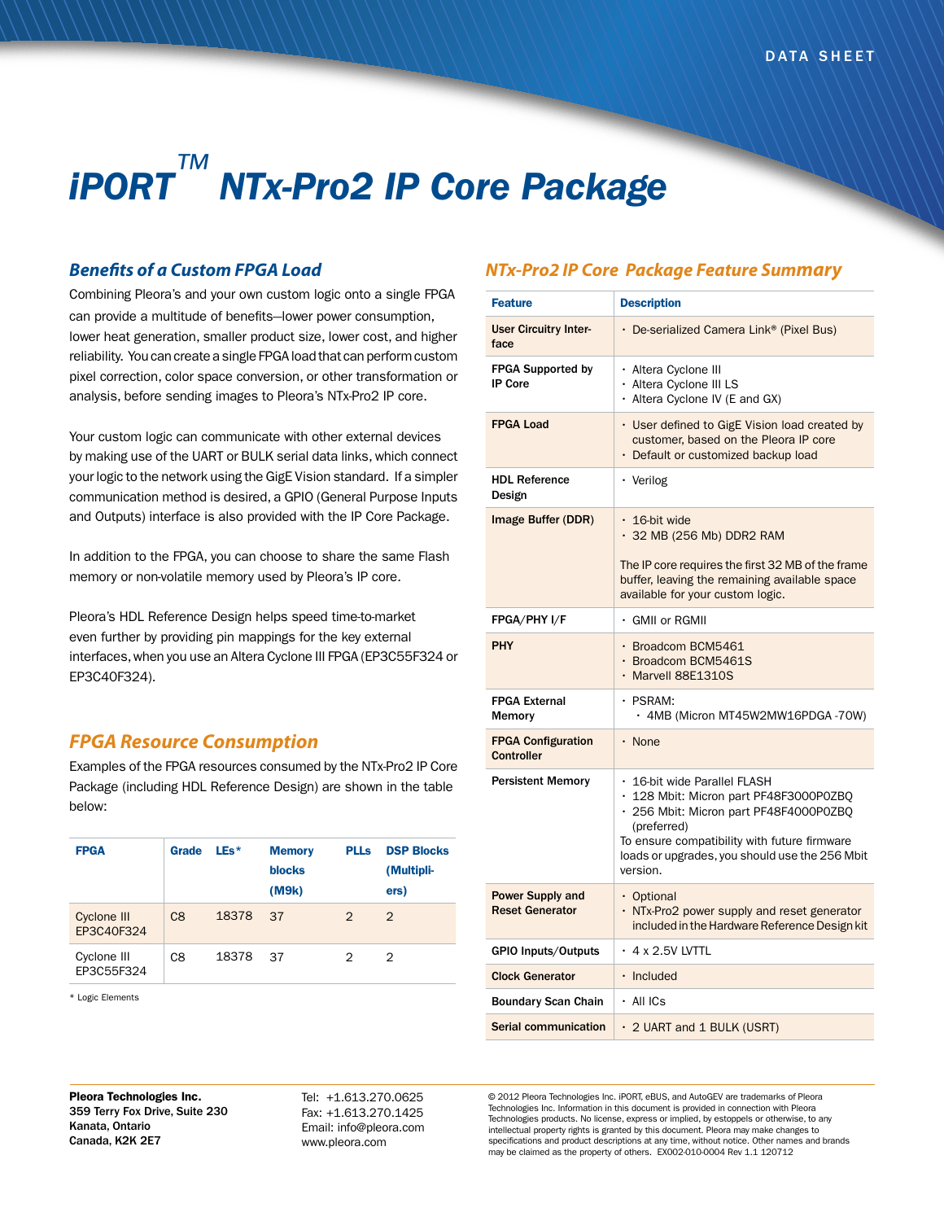DATA SHEET

# iPORT™ NTx-Pro2 IP Core Package

## Benefits of a Custom FPGA Load

Combining Pleora's and your own custom logic onto a single FPGA can provide a multitude of benefits—lower power consumption, lower heat generation, smaller product size, lower cost, and higher reliability. You can create a single FPGA load that can perform custom pixel correction, color space conversion, or other transformation or analysis, before sending images to Pleora's NTx-Pro2 IP core.

Your custom logic can communicate with other external devices by making use of the UART or BULK serial data links, which connect your logic to the network using the GigE Vision standard. If a simpler communication method is desired, a GPIO (General Purpose Inputs and Outputs) interface is also provided with the IP Core Package.

In addition to the FPGA, you can choose to share the same Flash memory or non-volatile memory used by Pleora's IP core.

Pleora's HDL Reference Design helps speed time-to-market even further by providing pin mappings for the key external interfaces, when you use an Altera Cyclone III FPGA (EP3C55F324 or EP3C40F324).

## FPGA Resource Consumption

Examples of the FPGA resources consumed by the NTx-Pro2 IP Core Package (including HDL Reference Design) are shown in the table below:

| FPGA | Grade | LEs* | Memory blocks (M9k) | PLLs | DSP Blocks (Multipliers) |
|---|---|---|---|---|---|
| Cyclone III EP3C40F324 | C8 | 18378 | 37 | 2 | 2 |
| Cyclone III EP3C55F324 | C8 | 18378 | 37 | 2 | 2 |

* Logic Elements

## NTx-Pro2 IP Core Package Feature Summary

| Feature | Description |
|---|---|
| User Circuitry Interface | • De-serialized Camera Link® (Pixel Bus) |
| FPGA Supported by IP Core | • Altera Cyclone III<br>• Altera Cyclone III LS<br>• Altera Cyclone IV (E and GX) |
| FPGA Load | • User defined to GigE Vision load created by customer, based on the Pleora IP core<br>• Default or customized backup load |
| HDL Reference Design | • Verilog |
| Image Buffer (DDR) | • 16-bit wide<br>• 32 MB (256 Mb) DDR2 RAM<br><br>The IP core requires the first 32 MB of the frame buffer, leaving the remaining available space available for your custom logic. |
| FPGA/PHY I/F | • GMII or RGMII |
| PHY | • Broadcom BCM5461<br>• Broadcom BCM5461S<br>• Marvell 88E1310S |
| FPGA External Memory | • PSRAM:<br>  • 4MB (Micron MT45W2MW16PDGA -70W) |
| FPGA Configuration Controller | • None |
| Persistent Memory | • 16-bit wide Parallel FLASH<br>• 128 Mbit: Micron part PF48F3000P0ZBQ<br>• 256 Mbit: Micron part PF48F4000P0ZBQ (preferred)<br>To ensure compatibility with future firmware loads or upgrades, you should use the 256 Mbit version. |
| Power Supply and Reset Generator | • Optional<br>• NTx-Pro2 power supply and reset generator included in the Hardware Reference Design kit |
| GPIO Inputs/Outputs | • 4 x 2.5V LVTTL |
| Clock Generator | • Included |
| Boundary Scan Chain | • All ICs |
| Serial communication | • 2 UART and 1 BULK (USRT) |

**Pleora Technologies Inc.**
**359 Terry Fox Drive, Suite 230**
**Kanata, Ontario**
**Canada, K2K 2E7**

Tel: +1.613.270.0625
Fax: +1.613.270.1425
Email: info@pleora.com
www.pleora.com

© 2012 Pleora Technologies Inc. iPORT, eBUS, and AutoGEV are trademarks of Pleora Technologies Inc. Information in this document is provided in connection with Pleora Technologies products. No license, express or implied, by estoppels or otherwise, to any intellectual property rights is granted by this document. Pleora may make changes to specifications and product descriptions at any time, without notice. Other names and brands may be claimed as the property of others. EX002-010-0004 Rev 1.1 120712